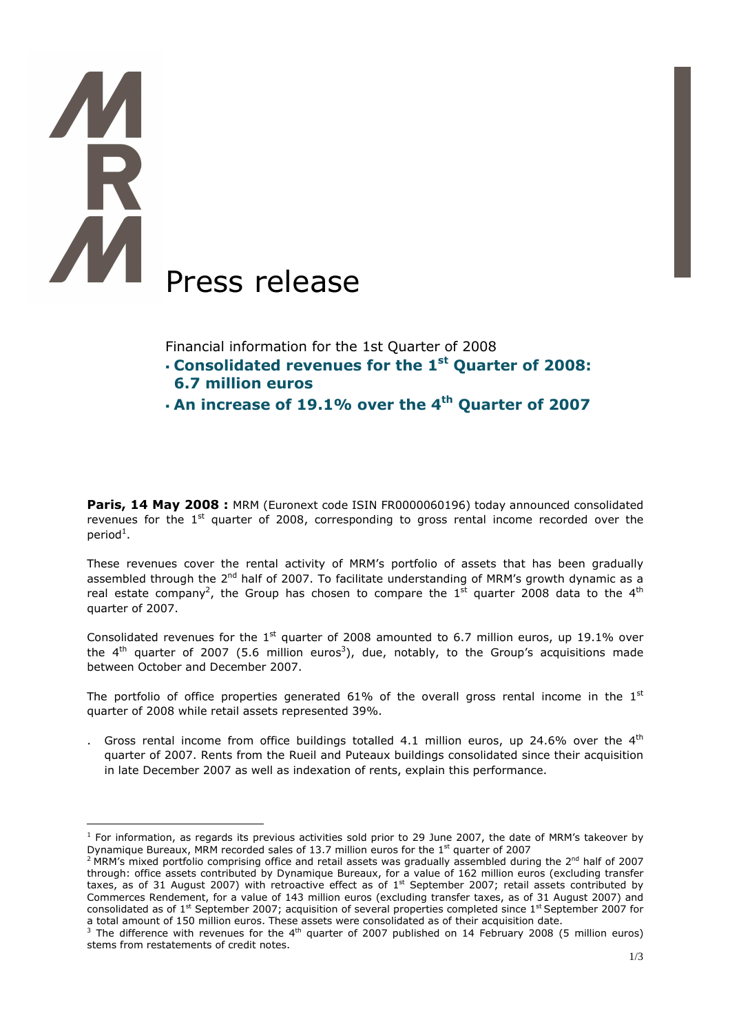# Press release

Financial information for the 1st Quarter of 2008

- **Consolidated revenues for the 1st Quarter of 2008: 6.7 million euros**
- **An increase of 19.1% over the 4th Quarter of 2007**

**Paris, 14 May 2008 :** MRM (Euronext code ISIN FR0000060196) today announced consolidated revenues for the 1st quarter of 2008, corresponding to gross rental income recorded over the period[1].

These revenues cover the rental activity of MRM's portfolio of assets that has been gradually assembled through the 2nd half of 2007. To facilitate understanding of MRM's growth dynamic as a real estate company[2], the Group has chosen to compare the 1st quarter 2008 data to the 4th quarter of 2007.

Consolidated revenues for the 1st quarter of 2008 amounted to 6.7 million euros, up 19.1% over the 4th quarter of 2007 (5.6 million euros[3]), due, notably, to the Group's acquisitions made between October and December 2007.

The portfolio of office properties generated 61% of the overall gross rental income in the 1st quarter of 2008 while retail assets represented 39%.

. Gross rental income from office buildings totalled 4.1 million euros, up 24.6% over the 4th quarter of 2007. Rents from the Rueil and Puteaux buildings consolidated since their acquisition in late December 2007 as well as indexation of rents, explain this performance.

---

[1] For information, as regards its previous activities sold prior to 29 June 2007, the date of MRM's takeover by Dynamique Bureaux, MRM recorded sales of 13.7 million euros for the 1st quarter of 2007

[2] MRM's mixed portfolio comprising office and retail assets was gradually assembled during the 2nd half of 2007 through: office assets contributed by Dynamique Bureaux, for a value of 162 million euros (excluding transfer taxes, as of 31 August 2007) with retroactive effect as of 1st September 2007; retail assets contributed by Commerces Rendement, for a value of 143 million euros (excluding transfer taxes, as of 31 August 2007) and consolidated as of 1st September 2007; acquisition of several properties completed since 1st September 2007 for a total amount of 150 million euros. These assets were consolidated as of their acquisition date.

[3] The difference with revenues for the 4th quarter of 2007 published on 14 February 2008 (5 million euros) stems from restatements of credit notes.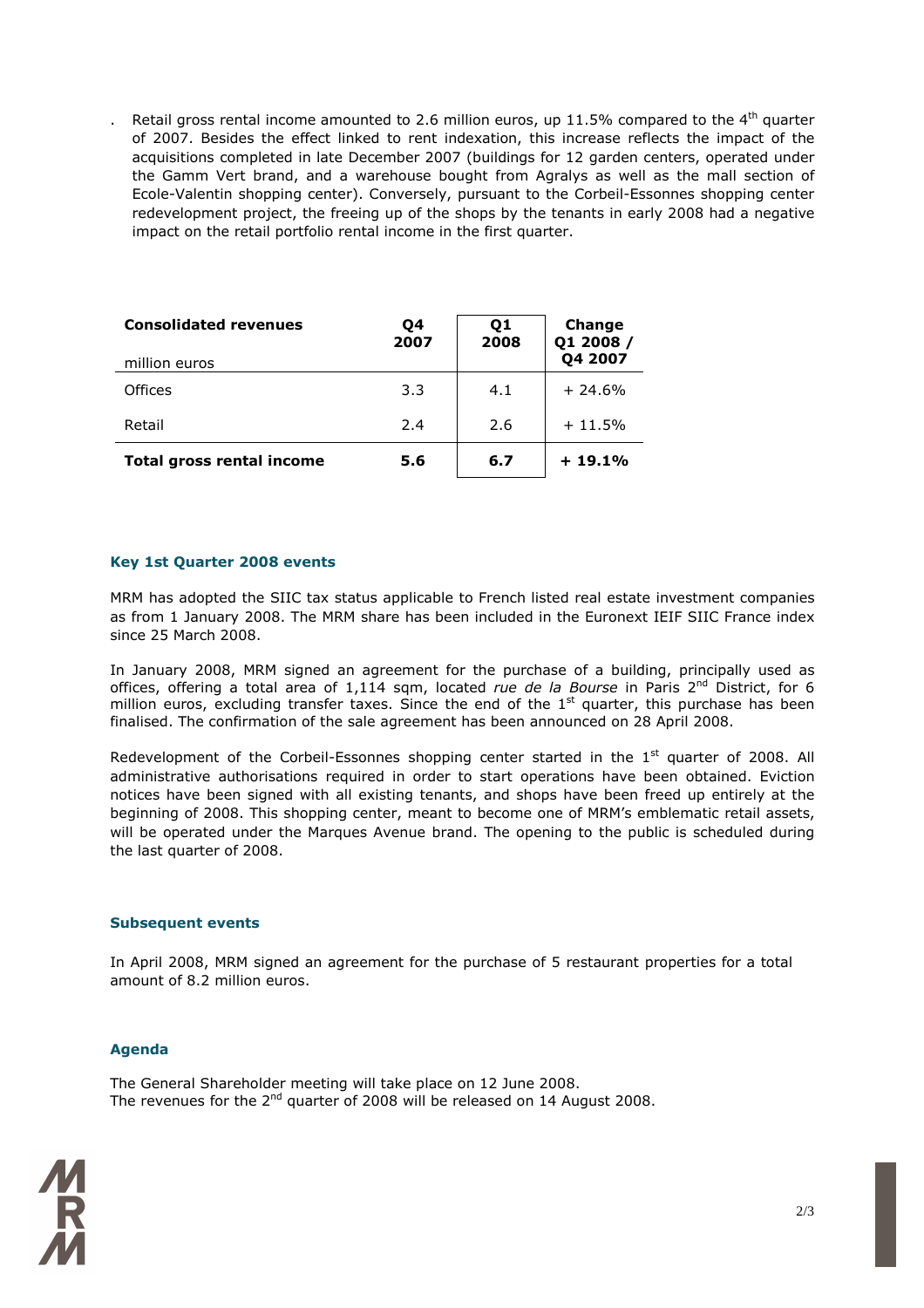- Retail gross rental income amounted to 2.6 million euros, up 11.5% compared to the 4th quarter of 2007. Besides the effect linked to rent indexation, this increase reflects the impact of the acquisitions completed in late December 2007 (buildings for 12 garden centers, operated under the Gamm Vert brand, and a warehouse bought from Agralys as well as the mall section of Ecole-Valentin shopping center). Conversely, pursuant to the Corbeil-Essonnes shopping center redevelopment project, the freeing up of the shops by the tenants in early 2008 had a negative impact on the retail portfolio rental income in the first quarter.

| **Consolidated revenues** million euros | **Q4 2007** | **Q1 2008** | **Change Q1 2008 / Q4 2007** |
|---|---|---|---|
| Offices | 3.3 | 4.1 | + 24.6% |
| Retail | 2.4 | 2.6 | + 11.5% |
| **Total gross rental income** | **5.6** | **6.7** | **+ 19.1%** |

## Key 1st Quarter 2008 events

MRM has adopted the SIIC tax status applicable to French listed real estate investment companies as from 1 January 2008. The MRM share has been included in the Euronext IEIF SIIC France index since 25 March 2008.

In January 2008, MRM signed an agreement for the purchase of a building, principally used as offices, offering a total area of 1,114 sqm, located *rue de la Bourse* in Paris 2nd District, for 6 million euros, excluding transfer taxes. Since the end of the 1st quarter, this purchase has been finalised. The confirmation of the sale agreement has been announced on 28 April 2008.

Redevelopment of the Corbeil-Essonnes shopping center started in the 1st quarter of 2008. All administrative authorisations required in order to start operations have been obtained. Eviction notices have been signed with all existing tenants, and shops have been freed up entirely at the beginning of 2008. This shopping center, meant to become one of MRM's emblematic retail assets, will be operated under the Marques Avenue brand. The opening to the public is scheduled during the last quarter of 2008.

## Subsequent events

In April 2008, MRM signed an agreement for the purchase of 5 restaurant properties for a total amount of 8.2 million euros.

## Agenda

The General Shareholder meeting will take place on 12 June 2008.
The revenues for the 2nd quarter of 2008 will be released on 14 August 2008.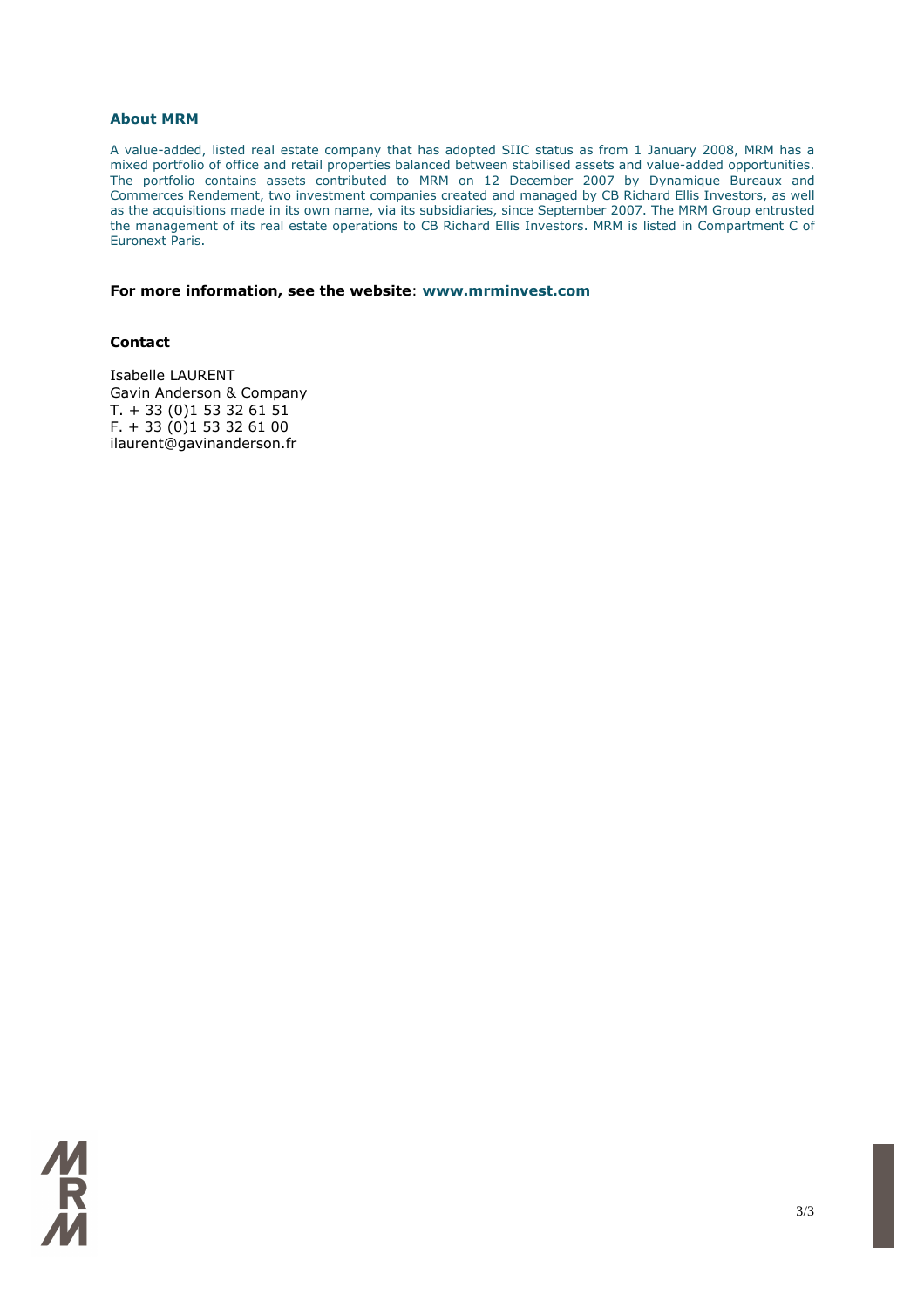### About MRM

A value-added, listed real estate company that has adopted SIIC status as from 1 January 2008, MRM has a mixed portfolio of office and retail properties balanced between stabilised assets and value-added opportunities. The portfolio contains assets contributed to MRM on 12 December 2007 by Dynamique Bureaux and Commerces Rendement, two investment companies created and managed by CB Richard Ellis Investors, as well as the acquisitions made in its own name, via its subsidiaries, since September 2007. The MRM Group entrusted the management of its real estate operations to CB Richard Ellis Investors. MRM is listed in Compartment C of Euronext Paris.

**For more information, see the website**: **www.mrminvest.com**

**Contact**

Isabelle LAURENT
Gavin Anderson & Company
T. + 33 (0)1 53 32 61 51
F. + 33 (0)1 53 32 61 00
ilaurent@gavinanderson.fr